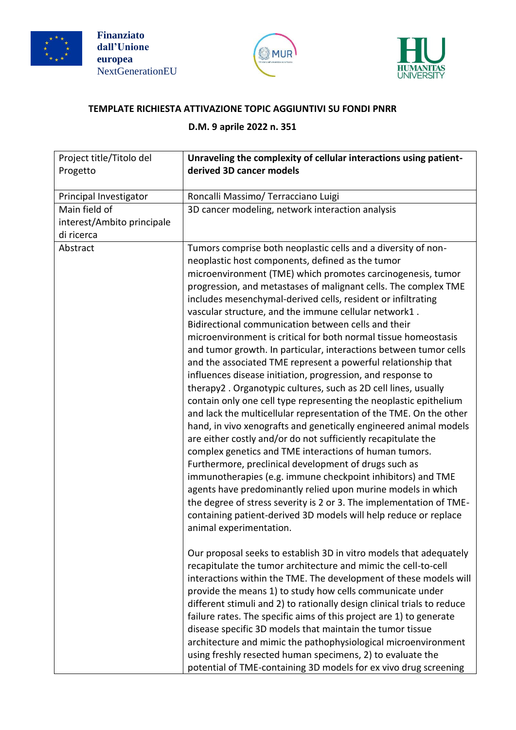Finanziato dall'Unione europea
NextGenerationEU

**TEMPLATE RICHIESTA ATTIVAZIONE TOPIC AGGIUNTIVI SU FONDI PNRR**

**D.M. 9 aprile 2022 n. 351**

| Project title/Titolo del Progetto | **Unraveling the complexity of cellular interactions using patient-derived 3D cancer models** |
|---|---|
| Principal Investigator | Roncalli Massimo/ Terracciano Luigi |
| Main field of interest/Ambito principale di ricerca | 3D cancer modeling, network interaction analysis |
| Abstract | Tumors comprise both neoplastic cells and a diversity of non-neoplastic host components, defined as the tumor microenvironment (TME) which promotes carcinogenesis, tumor progression, and metastases of malignant cells. The complex TME includes mesenchymal-derived cells, resident or infiltrating vascular structure, and the immune cellular network1 . Bidirectional communication between cells and their microenvironment is critical for both normal tissue homeostasis and tumor growth. In particular, interactions between tumor cells and the associated TME represent a powerful relationship that influences disease initiation, progression, and response to therapy2 . Organotypic cultures, such as 2D cell lines, usually contain only one cell type representing the neoplastic epithelium and lack the multicellular representation of the TME. On the other hand, in vivo xenografts and genetically engineered animal models are either costly and/or do not sufficiently recapitulate the complex genetics and TME interactions of human tumors. Furthermore, preclinical development of drugs such as immunotherapies (e.g. immune checkpoint inhibitors) and TME agents have predominantly relied upon murine models in which the degree of stress severity is 2 or 3. The implementation of TME-containing patient-derived 3D models will help reduce or replace animal experimentation.<br><br>Our proposal seeks to establish 3D in vitro models that adequately recapitulate the tumor architecture and mimic the cell-to-cell interactions within the TME. The development of these models will provide the means 1) to study how cells communicate under different stimuli and 2) to rationally design clinical trials to reduce failure rates. The specific aims of this project are 1) to generate disease specific 3D models that maintain the tumor tissue architecture and mimic the pathophysiological microenvironment using freshly resected human specimens, 2) to evaluate the potential of TME-containing 3D models for ex vivo drug screening |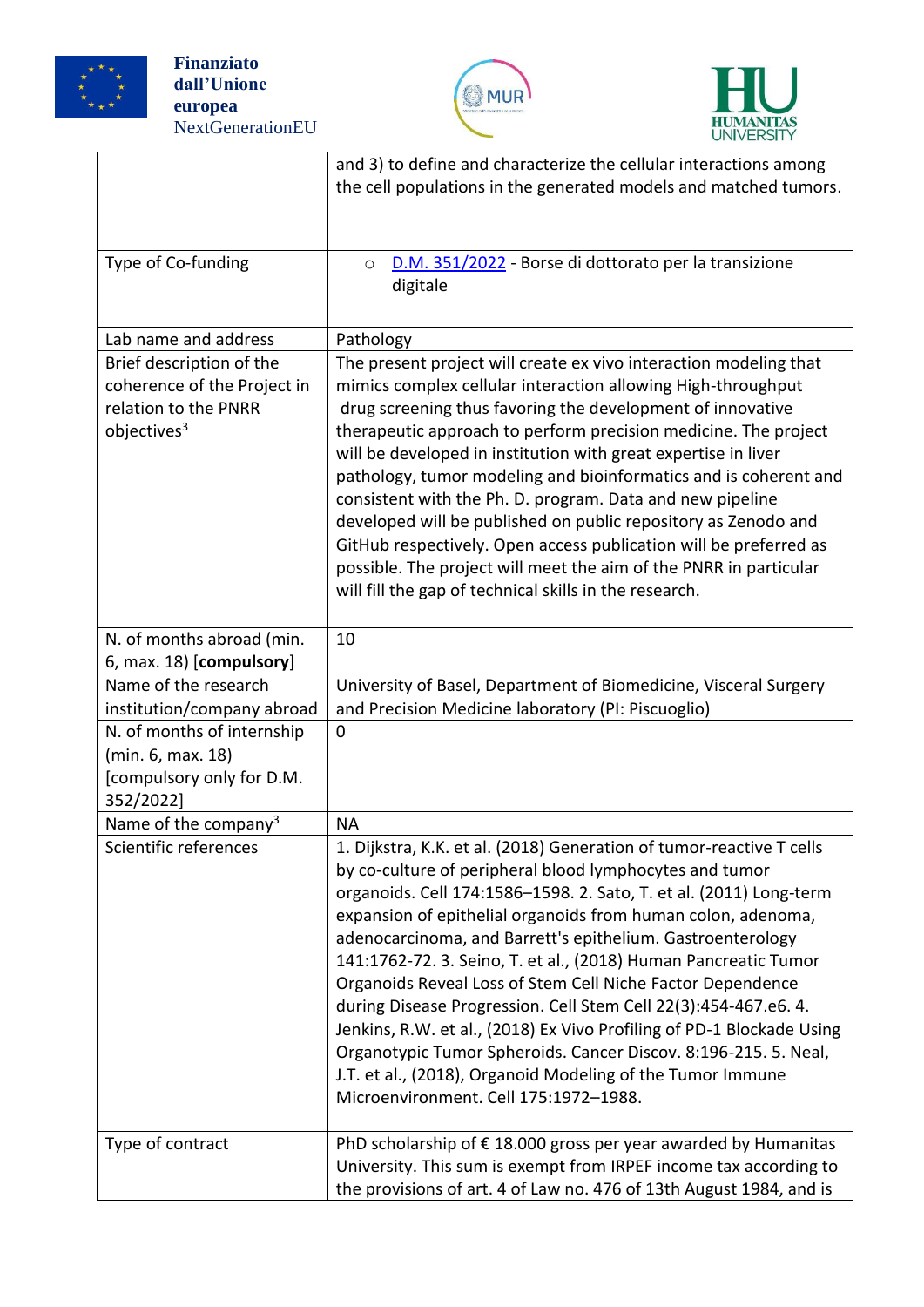| | |
|---|---|
| | and 3) to define and characterize the cellular interactions among the cell populations in the generated models and matched tumors. |
| Type of Co-funding | ○ D.M. 351/2022 - Borse di dottorato per la transizione digitale |
| Lab name and address | Pathology |
| Brief description of the coherence of the Project in relation to the PNRR objectives[3] | The present project will create ex vivo interaction modeling that mimics complex cellular interaction allowing High-throughput drug screening thus favoring the development of innovative therapeutic approach to perform precision medicine. The project will be developed in institution with great expertise in liver pathology, tumor modeling and bioinformatics and is coherent and consistent with the Ph. D. program. Data and new pipeline developed will be published on public repository as Zenodo and GitHub respectively. Open access publication will be preferred as possible. The project will meet the aim of the PNRR in particular will fill the gap of technical skills in the research. |
| N. of months abroad (min. 6, max. 18) [**compulsory**] | 10 |
| Name of the research institution/company abroad | University of Basel, Department of Biomedicine, Visceral Surgery and Precision Medicine laboratory (PI: Piscuoglio) |
| N. of months of internship (min. 6, max. 18) [compulsory only for D.M. 352/2022] | 0 |
| Name of the company[3] | NA |
| Scientific references | 1. Dijkstra, K.K. et al. (2018) Generation of tumor-reactive T cells by co-culture of peripheral blood lymphocytes and tumor organoids. Cell 174:1586–1598. 2. Sato, T. et al. (2011) Long-term expansion of epithelial organoids from human colon, adenoma, adenocarcinoma, and Barrett's epithelium. Gastroenterology 141:1762-72. 3. Seino, T. et al., (2018) Human Pancreatic Tumor Organoids Reveal Loss of Stem Cell Niche Factor Dependence during Disease Progression. Cell Stem Cell 22(3):454-467.e6. 4. Jenkins, R.W. et al., (2018) Ex Vivo Profiling of PD-1 Blockade Using Organotypic Tumor Spheroids. Cancer Discov. 8:196-215. 5. Neal, J.T. et al., (2018), Organoid Modeling of the Tumor Immune Microenvironment. Cell 175:1972–1988. |
| Type of contract | PhD scholarship of € 18.000 gross per year awarded by Humanitas University. This sum is exempt from IRPEF income tax according to the provisions of art. 4 of Law no. 476 of 13th August 1984, and is |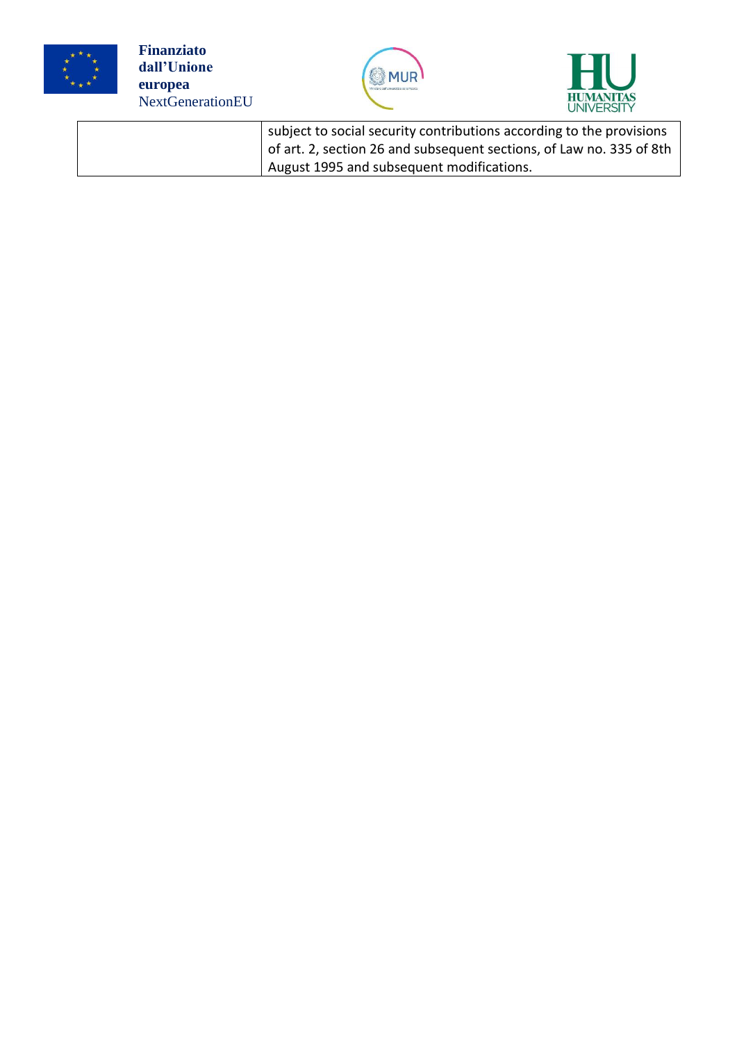| | |
|---|---|
| | subject to social security contributions according to the provisions of art. 2, section 26 and subsequent sections, of Law no. 335 of 8th August 1995 and subsequent modifications. |